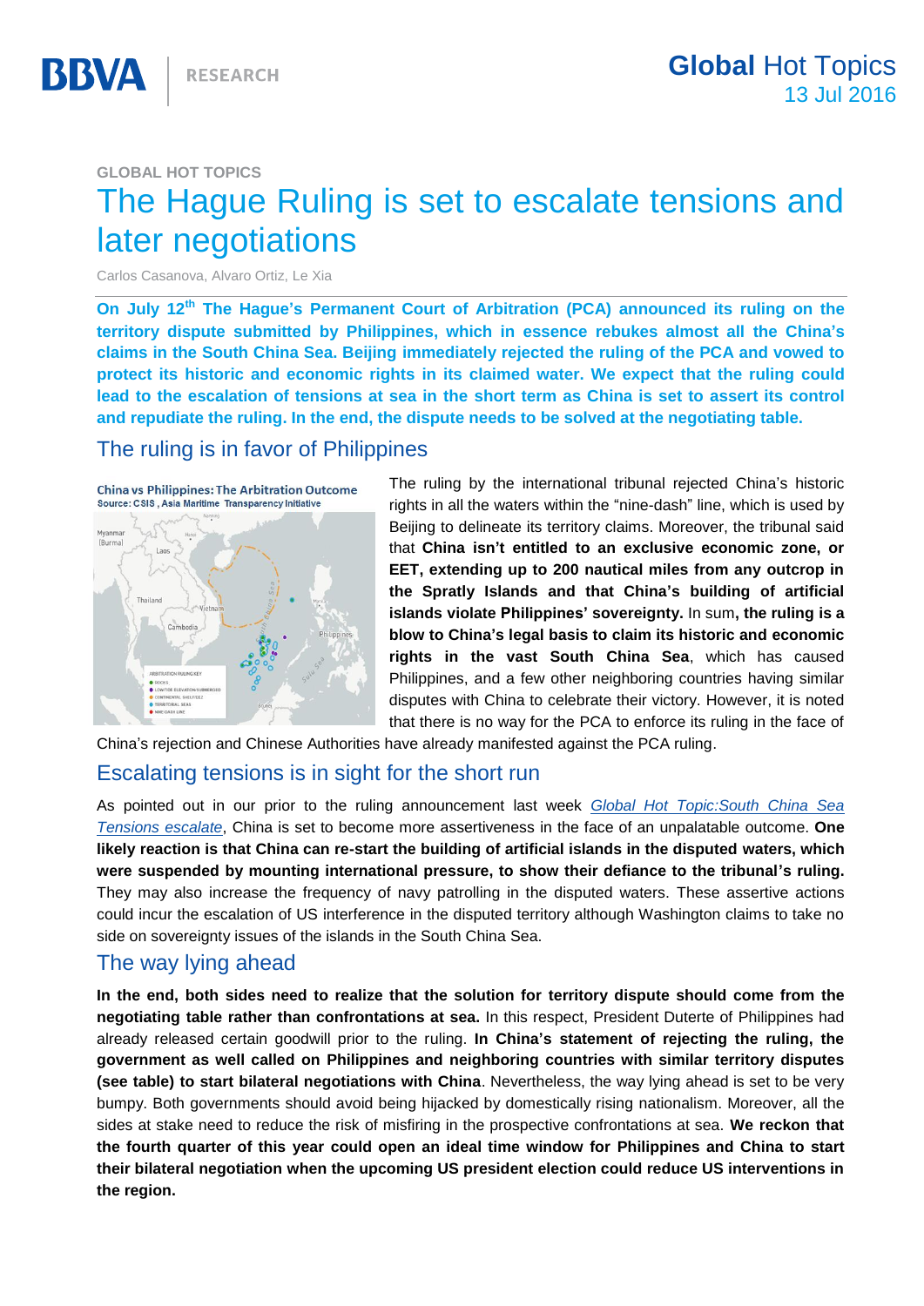GLOBAL HOT TOPICS

# The Hague Ruling is set to escalate tensions and later negotiations

Carlos Casanova, Alvaro Ortiz, Le Xia

**On July 12th The Hague's Permanent Court of Arbitration (PCA) announced its ruling on the territory dispute submitted by Philippines, which in essence rebukes almost all the China's claims in the South China Sea. Beijing immediately rejected the ruling of the PCA and vowed to protect its historic and economic rights in its claimed water. We expect that the ruling could lead to the escalation of tensions at sea in the short term as China is set to assert its control and repudiate the ruling. In the end, the dispute needs to be solved at the negotiating table.**

## The ruling is in favor of Philippines

China vs Philippines: The Arbitration Outcome
Source: CSIS , Asia Maritime Transparency Initiative

The ruling by the international tribunal rejected China's historic rights in all the waters within the "nine-dash" line, which is used by Beijing to delineate its territory claims. Moreover, the tribunal said that **China isn't entitled to an exclusive economic zone, or EET, extending up to 200 nautical miles from any outcrop in the Spratly Islands and that China's building of artificial islands violate Philippines' sovereignty.** In sum**, the ruling is a blow to China's legal basis to claim its historic and economic rights in the vast South China Sea**, which has caused Philippines, and a few other neighboring countries having similar disputes with China to celebrate their victory. However, it is noted that there is no way for the PCA to enforce its ruling in the face of China's rejection and Chinese Authorities have already manifested against the PCA ruling.

## Escalating tensions is in sight for the short run

As pointed out in our prior to the ruling announcement last week *Global Hot Topic:South China Sea Tensions escalate*, China is set to become more assertiveness in the face of an unpalatable outcome. **One likely reaction is that China can re-start the building of artificial islands in the disputed waters, which were suspended by mounting international pressure, to show their defiance to the tribunal's ruling.** They may also increase the frequency of navy patrolling in the disputed waters. These assertive actions could incur the escalation of US interference in the disputed territory although Washington claims to take no side on sovereignty issues of the islands in the South China Sea.

## The way lying ahead

**In the end, both sides need to realize that the solution for territory dispute should come from the negotiating table rather than confrontations at sea.** In this respect, President Duterte of Philippines had already released certain goodwill prior to the ruling. **In China's statement of rejecting the ruling, the government as well called on Philippines and neighboring countries with similar territory disputes (see table) to start bilateral negotiations with China**. Nevertheless, the way lying ahead is set to be very bumpy. Both governments should avoid being hijacked by domestically rising nationalism. Moreover, all the sides at stake need to reduce the risk of misfiring in the prospective confrontations at sea. **We reckon that the fourth quarter of this year could open an ideal time window for Philippines and China to start their bilateral negotiation when the upcoming US president election could reduce US interventions in the region.**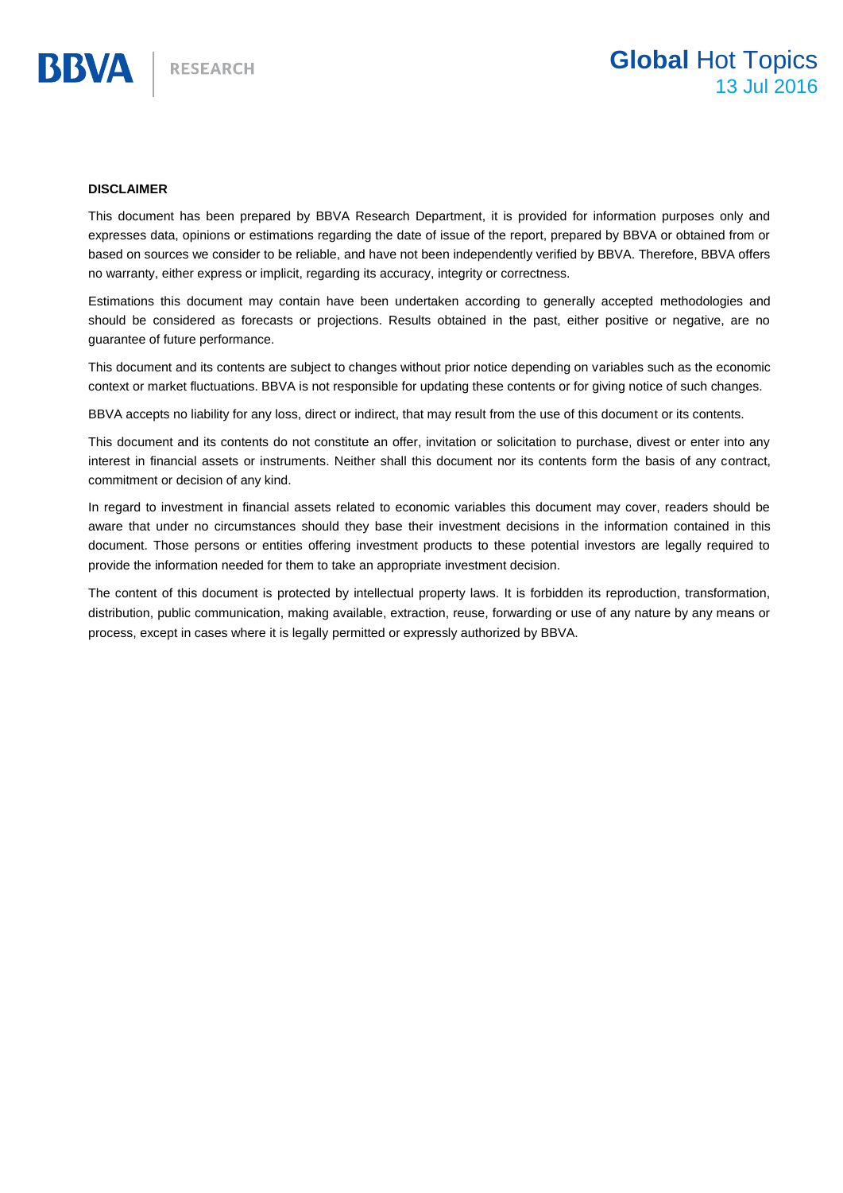**DISCLAIMER**

This document has been prepared by BBVA Research Department, it is provided for information purposes only and expresses data, opinions or estimations regarding the date of issue of the report, prepared by BBVA or obtained from or based on sources we consider to be reliable, and have not been independently verified by BBVA. Therefore, BBVA offers no warranty, either express or implicit, regarding its accuracy, integrity or correctness.

Estimations this document may contain have been undertaken according to generally accepted methodologies and should be considered as forecasts or projections. Results obtained in the past, either positive or negative, are no guarantee of future performance.

This document and its contents are subject to changes without prior notice depending on variables such as the economic context or market fluctuations. BBVA is not responsible for updating these contents or for giving notice of such changes.

BBVA accepts no liability for any loss, direct or indirect, that may result from the use of this document or its contents.

This document and its contents do not constitute an offer, invitation or solicitation to purchase, divest or enter into any interest in financial assets or instruments. Neither shall this document nor its contents form the basis of any contract, commitment or decision of any kind.

In regard to investment in financial assets related to economic variables this document may cover, readers should be aware that under no circumstances should they base their investment decisions in the information contained in this document. Those persons or entities offering investment products to these potential investors are legally required to provide the information needed for them to take an appropriate investment decision.

The content of this document is protected by intellectual property laws. It is forbidden its reproduction, transformation, distribution, public communication, making available, extraction, reuse, forwarding or use of any nature by any means or process, except in cases where it is legally permitted or expressly authorized by BBVA.